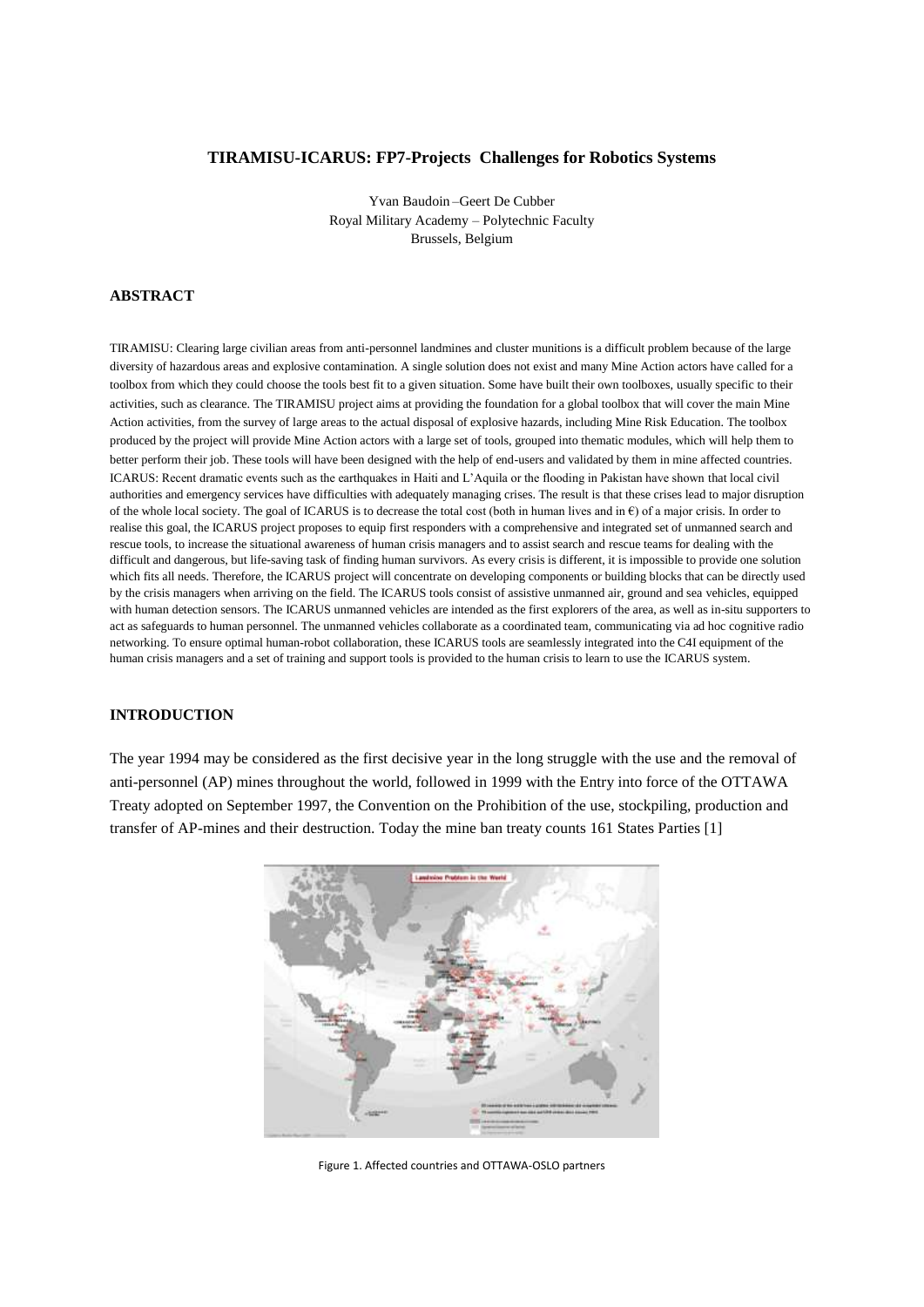**TIRAMISU-ICARUS: FP7-Projects Challenges for Robotics Systems**

Yvan Baudoin –Geert De Cubber
Royal Military Academy – Polytechnic Faculty
Brussels, Belgium

## ABSTRACT

TIRAMISU: Clearing large civilian areas from anti-personnel landmines and cluster munitions is a difficult problem because of the large diversity of hazardous areas and explosive contamination. A single solution does not exist and many Mine Action actors have called for a toolbox from which they could choose the tools best fit to a given situation. Some have built their own toolboxes, usually specific to their activities, such as clearance. The TIRAMISU project aims at providing the foundation for a global toolbox that will cover the main Mine Action activities, from the survey of large areas to the actual disposal of explosive hazards, including Mine Risk Education. The toolbox produced by the project will provide Mine Action actors with a large set of tools, grouped into thematic modules, which will help them to better perform their job. These tools will have been designed with the help of end-users and validated by them in mine affected countries. ICARUS: Recent dramatic events such as the earthquakes in Haiti and L'Aquila or the flooding in Pakistan have shown that local civil authorities and emergency services have difficulties with adequately managing crises. The result is that these crises lead to major disruption of the whole local society. The goal of ICARUS is to decrease the total cost (both in human lives and in €) of a major crisis. In order to realise this goal, the ICARUS project proposes to equip first responders with a comprehensive and integrated set of unmanned search and rescue tools, to increase the situational awareness of human crisis managers and to assist search and rescue teams for dealing with the difficult and dangerous, but life-saving task of finding human survivors. As every crisis is different, it is impossible to provide one solution which fits all needs. Therefore, the ICARUS project will concentrate on developing components or building blocks that can be directly used by the crisis managers when arriving on the field. The ICARUS tools consist of assistive unmanned air, ground and sea vehicles, equipped with human detection sensors. The ICARUS unmanned vehicles are intended as the first explorers of the area, as well as in-situ supporters to act as safeguards to human personnel. The unmanned vehicles collaborate as a coordinated team, communicating via ad hoc cognitive radio networking. To ensure optimal human-robot collaboration, these ICARUS tools are seamlessly integrated into the C4I equipment of the human crisis managers and a set of training and support tools is provided to the human crisis to learn to use the ICARUS system.

## INTRODUCTION

The year 1994 may be considered as the first decisive year in the long struggle with the use and the removal of anti-personnel (AP) mines throughout the world, followed in 1999 with the Entry into force of the OTTAWA Treaty adopted on September 1997, the Convention on the Prohibition of the use, stockpiling, production and transfer of AP-mines and their destruction. Today the mine ban treaty counts 161 States Parties [1]

Figure 1. Affected countries and OTTAWA-OSLO partners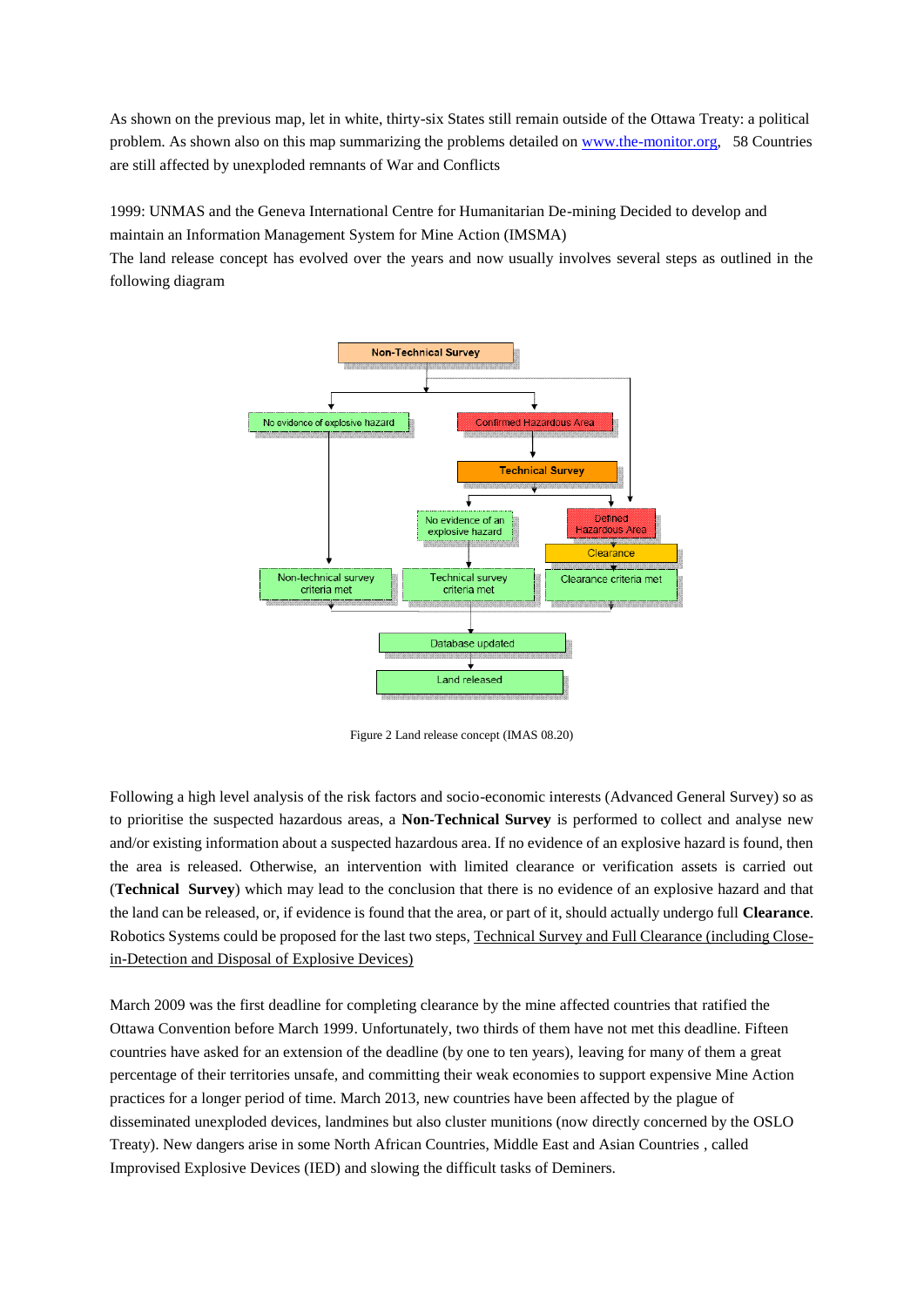As shown on the previous map, let in white, thirty-six States still remain outside of the Ottawa Treaty: a political problem. As shown also on this map summarizing the problems detailed on www.the-monitor.org, 58 Countries are still affected by unexploded remnants of War and Conflicts

1999: UNMAS and the Geneva International Centre for Humanitarian De-mining Decided to develop and maintain an Information Management System for Mine Action (IMSMA)

The land release concept has evolved over the years and now usually involves several steps as outlined in the following diagram

Non-Technical Survey

No evidence of explosive hazard

Confirmed Hazardous Area

Technical Survey

No evidence of an explosive hazard

Defined Hazardous Area

Clearance

Non-technical survey criteria met

Technical survey criteria met

Clearance criteria met

Database updated

Land released

Figure 2 Land release concept (IMAS 08.20)

Following a high level analysis of the risk factors and socio-economic interests (Advanced General Survey) so as to prioritise the suspected hazardous areas, a **Non-Technical Survey** is performed to collect and analyse new and/or existing information about a suspected hazardous area. If no evidence of an explosive hazard is found, then the area is released. Otherwise, an intervention with limited clearance or verification assets is carried out (**Technical Survey**) which may lead to the conclusion that there is no evidence of an explosive hazard and that the land can be released, or, if evidence is found that the area, or part of it, should actually undergo full **Clearance**. Robotics Systems could be proposed for the last two steps, Technical Survey and Full Clearance (including Close-in-Detection and Disposal of Explosive Devices)

March 2009 was the first deadline for completing clearance by the mine affected countries that ratified the Ottawa Convention before March 1999. Unfortunately, two thirds of them have not met this deadline. Fifteen countries have asked for an extension of the deadline (by one to ten years), leaving for many of them a great percentage of their territories unsafe, and committing their weak economies to support expensive Mine Action practices for a longer period of time. March 2013, new countries have been affected by the plague of disseminated unexploded devices, landmines but also cluster munitions (now directly concerned by the OSLO Treaty). New dangers arise in some North African Countries, Middle East and Asian Countries , called Improvised Explosive Devices (IED) and slowing the difficult tasks of Deminers.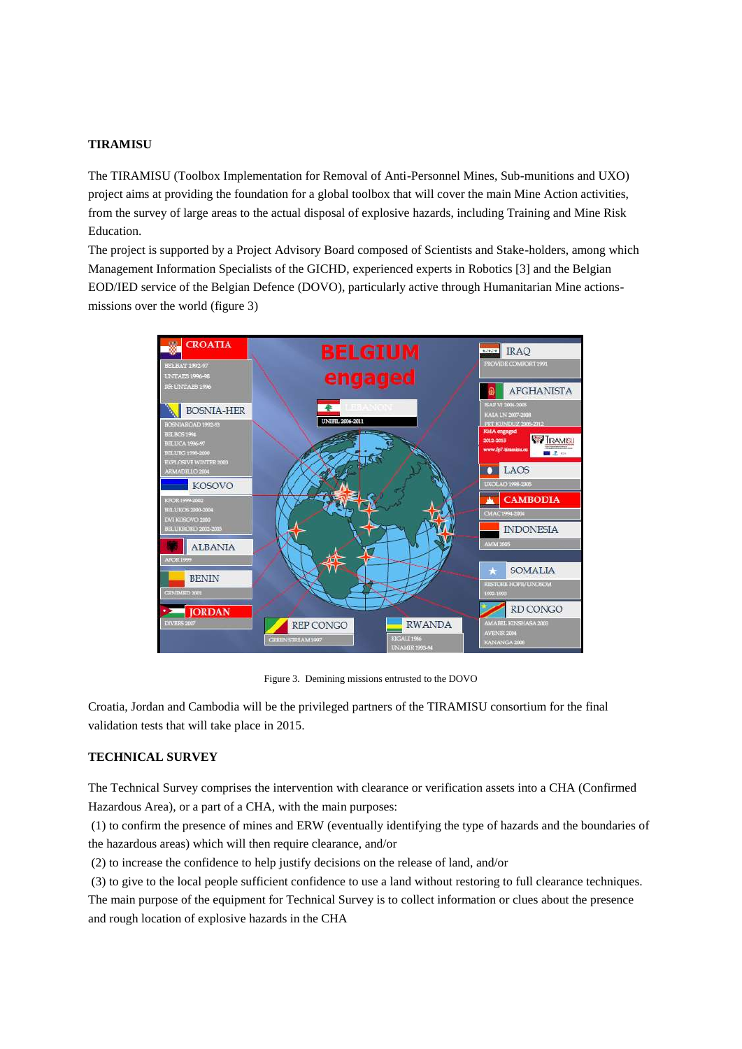**TIRAMISU**

The TIRAMISU (Toolbox Implementation for Removal of Anti-Personnel Mines, Sub-munitions and UXO) project aims at providing the foundation for a global toolbox that will cover the main Mine Action activities, from the survey of large areas to the actual disposal of explosive hazards, including Training and Mine Risk Education.

The project is supported by a Project Advisory Board composed of Scientists and Stake-holders, among which Management Information Specialists of the GICHD, experienced experts in Robotics [3] and the Belgian EOD/IED service of the Belgian Defence (DOVO), particularly active through Humanitarian Mine actions-missions over the world (figure 3)

Figure 3. Demining missions entrusted to the DOVO

Croatia, Jordan and Cambodia will be the privileged partners of the TIRAMISU consortium for the final validation tests that will take place in 2015.

**TECHNICAL SURVEY**

The Technical Survey comprises the intervention with clearance or verification assets into a CHA (Confirmed Hazardous Area), or a part of a CHA, with the main purposes:

(1) to confirm the presence of mines and ERW (eventually identifying the type of hazards and the boundaries of the hazardous areas) which will then require clearance, and/or

(2) to increase the confidence to help justify decisions on the release of land, and/or

(3) to give to the local people sufficient confidence to use a land without restoring to full clearance techniques.

The main purpose of the equipment for Technical Survey is to collect information or clues about the presence and rough location of explosive hazards in the CHA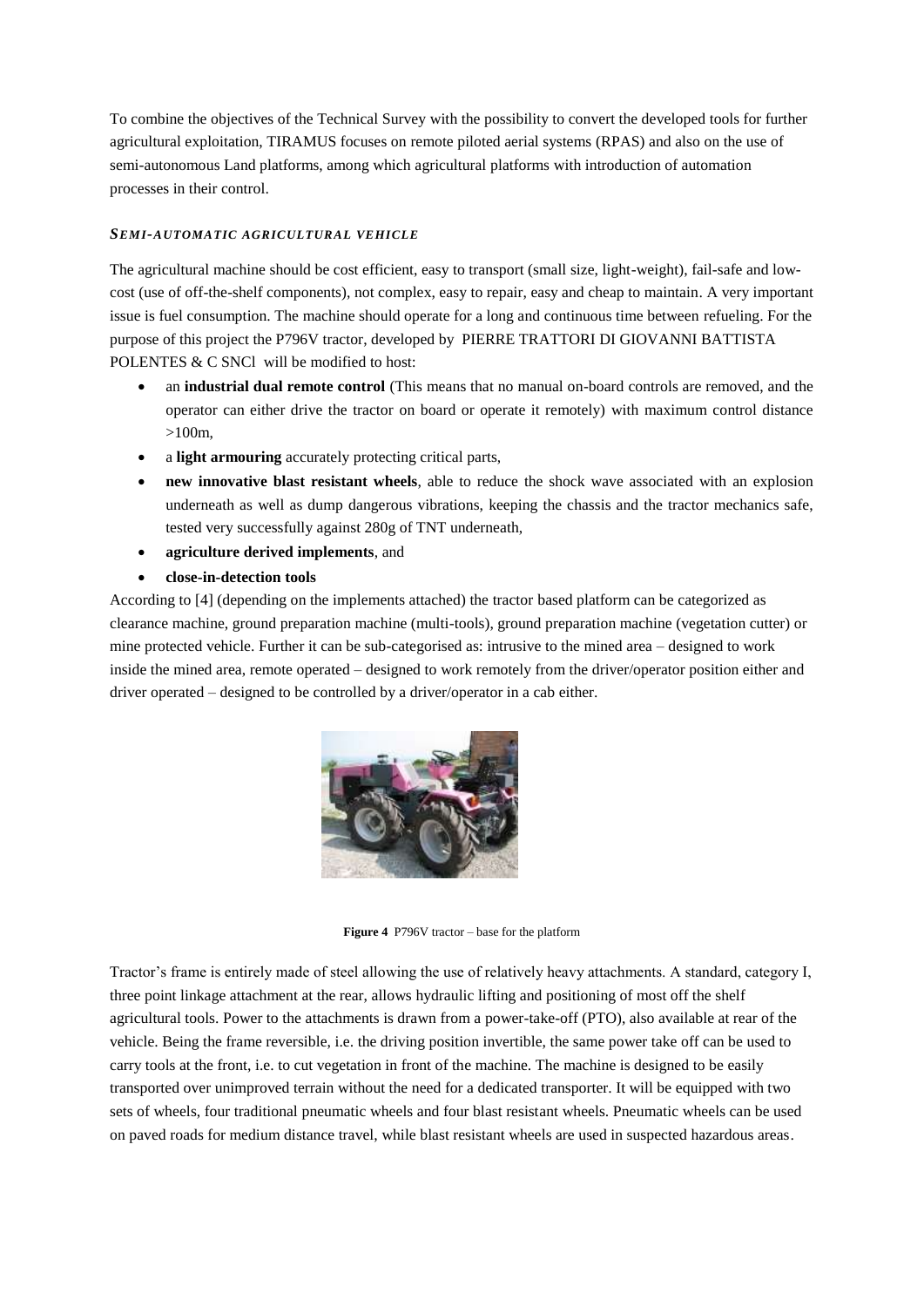To combine the objectives of the Technical Survey with the possibility to convert the developed tools for further agricultural exploitation, TIRAMUS focuses on remote piloted aerial systems (RPAS) and also on the use of semi-autonomous Land platforms, among which agricultural platforms with introduction of automation processes in their control.

### *SEMI-AUTOMATIC AGRICULTURAL VEHICLE*

The agricultural machine should be cost efficient, easy to transport (small size, light-weight), fail-safe and low-cost (use of off-the-shelf components), not complex, easy to repair, easy and cheap to maintain. A very important issue is fuel consumption. The machine should operate for a long and continuous time between refueling. For the purpose of this project the P796V tractor, developed by PIERRE TRATTORI DI GIOVANNI BATTISTA POLENTES & C SNCl will be modified to host:

- an **industrial dual remote control** (This means that no manual on-board controls are removed, and the operator can either drive the tractor on board or operate it remotely) with maximum control distance >100m,
- a **light armouring** accurately protecting critical parts,
- **new innovative blast resistant wheels**, able to reduce the shock wave associated with an explosion underneath as well as dump dangerous vibrations, keeping the chassis and the tractor mechanics safe, tested very successfully against 280g of TNT underneath,
- **agriculture derived implements**, and
- **close-in-detection tools**

According to [4] (depending on the implements attached) the tractor based platform can be categorized as clearance machine, ground preparation machine (multi-tools), ground preparation machine (vegetation cutter) or mine protected vehicle. Further it can be sub-categorised as: intrusive to the mined area – designed to work inside the mined area, remote operated – designed to work remotely from the driver/operator position either and driver operated – designed to be controlled by a driver/operator in a cab either.

**Figure 4** P796V tractor – base for the platform

Tractor's frame is entirely made of steel allowing the use of relatively heavy attachments. A standard, category I, three point linkage attachment at the rear, allows hydraulic lifting and positioning of most off the shelf agricultural tools. Power to the attachments is drawn from a power-take-off (PTO), also available at rear of the vehicle. Being the frame reversible, i.e. the driving position invertible, the same power take off can be used to carry tools at the front, i.e. to cut vegetation in front of the machine. The machine is designed to be easily transported over unimproved terrain without the need for a dedicated transporter. It will be equipped with two sets of wheels, four traditional pneumatic wheels and four blast resistant wheels. Pneumatic wheels can be used on paved roads for medium distance travel, while blast resistant wheels are used in suspected hazardous areas.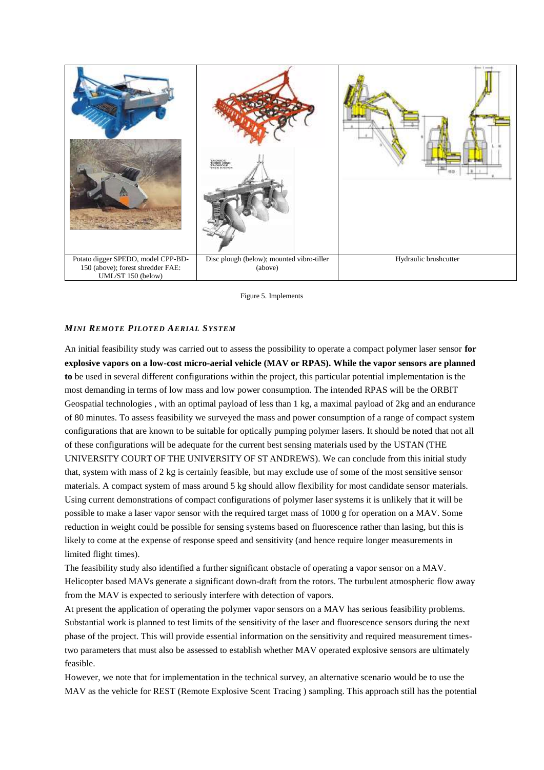| Potato digger SPEDO, model CPP-BD-150 (above); forest shredder FAE: UML/ST 150 (below) | Disc plough (below); mounted vibro-tiller (above) | Hydraulic brushcutter |
|---|---|---|

Figure 5. Implements

### *MINI REMOTE PILOTED AERIAL SYSTEM*

An initial feasibility study was carried out to assess the possibility to operate a compact polymer laser sensor **for explosive vapors on a low-cost micro-aerial vehicle (MAV or RPAS). While the vapor sensors are planned to** be used in several different configurations within the project, this particular potential implementation is the most demanding in terms of low mass and low power consumption. The intended RPAS will be the ORBIT Geospatial technologies , with an optimal payload of less than 1 kg, a maximal payload of 2kg and an endurance of 80 minutes. To assess feasibility we surveyed the mass and power consumption of a range of compact system configurations that are known to be suitable for optically pumping polymer lasers. It should be noted that not all of these configurations will be adequate for the current best sensing materials used by the USTAN (THE UNIVERSITY COURT OF THE UNIVERSITY OF ST ANDREWS). We can conclude from this initial study that, system with mass of 2 kg is certainly feasible, but may exclude use of some of the most sensitive sensor materials. A compact system of mass around 5 kg should allow flexibility for most candidate sensor materials. Using current demonstrations of compact configurations of polymer laser systems it is unlikely that it will be possible to make a laser vapor sensor with the required target mass of 1000 g for operation on a MAV. Some reduction in weight could be possible for sensing systems based on fluorescence rather than lasing, but this is likely to come at the expense of response speed and sensitivity (and hence require longer measurements in limited flight times).

The feasibility study also identified a further significant obstacle of operating a vapor sensor on a MAV. Helicopter based MAVs generate a significant down-draft from the rotors. The turbulent atmospheric flow away from the MAV is expected to seriously interfere with detection of vapors.

At present the application of operating the polymer vapor sensors on a MAV has serious feasibility problems. Substantial work is planned to test limits of the sensitivity of the laser and fluorescence sensors during the next phase of the project. This will provide essential information on the sensitivity and required measurement times-two parameters that must also be assessed to establish whether MAV operated explosive sensors are ultimately feasible.

However, we note that for implementation in the technical survey, an alternative scenario would be to use the MAV as the vehicle for REST (Remote Explosive Scent Tracing ) sampling. This approach still has the potential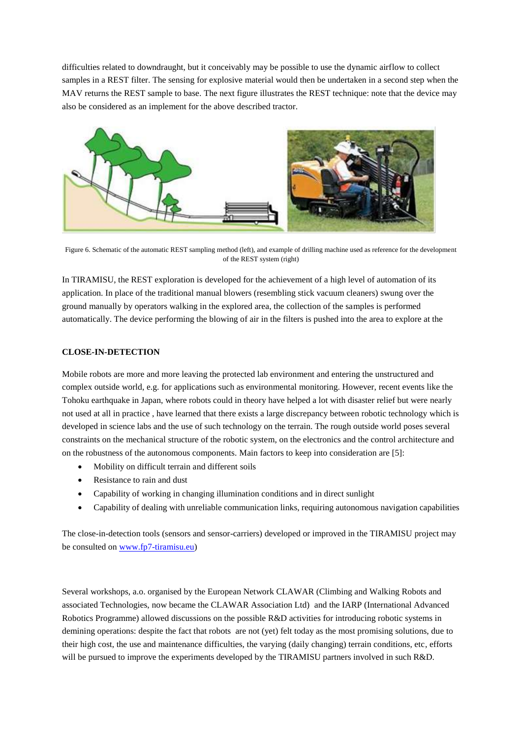difficulties related to downdraught, but it conceivably may be possible to use the dynamic airflow to collect samples in a REST filter. The sensing for explosive material would then be undertaken in a second step when the MAV returns the REST sample to base. The next figure illustrates the REST technique: note that the device may also be considered as an implement for the above described tractor.

Figure 6. Schematic of the automatic REST sampling method (left), and example of drilling machine used as reference for the development of the REST system (right)

In TIRAMISU, the REST exploration is developed for the achievement of a high level of automation of its application. In place of the traditional manual blowers (resembling stick vacuum cleaners) swung over the ground manually by operators walking in the explored area, the collection of the samples is performed automatically. The device performing the blowing of air in the filters is pushed into the area to explore at the

**CLOSE-IN-DETECTION**

Mobile robots are more and more leaving the protected lab environment and entering the unstructured and complex outside world, e.g. for applications such as environmental monitoring. However, recent events like the Tohoku earthquake in Japan, where robots could in theory have helped a lot with disaster relief but were nearly not used at all in practice , have learned that there exists a large discrepancy between robotic technology which is developed in science labs and the use of such technology on the terrain. The rough outside world poses several constraints on the mechanical structure of the robotic system, on the electronics and the control architecture and on the robustness of the autonomous components. Main factors to keep into consideration are [5]:

- Mobility on difficult terrain and different soils
- Resistance to rain and dust
- Capability of working in changing illumination conditions and in direct sunlight
- Capability of dealing with unreliable communication links, requiring autonomous navigation capabilities

The close-in-detection tools (sensors and sensor-carriers) developed or improved in the TIRAMISU project may be consulted on www.fp7-tiramisu.eu)

Several workshops, a.o. organised by the European Network CLAWAR (Climbing and Walking Robots and associated Technologies, now became the CLAWAR Association Ltd) and the IARP (International Advanced Robotics Programme) allowed discussions on the possible R&D activities for introducing robotic systems in demining operations: despite the fact that robots are not (yet) felt today as the most promising solutions, due to their high cost, the use and maintenance difficulties, the varying (daily changing) terrain conditions, etc, efforts will be pursued to improve the experiments developed by the TIRAMISU partners involved in such R&D.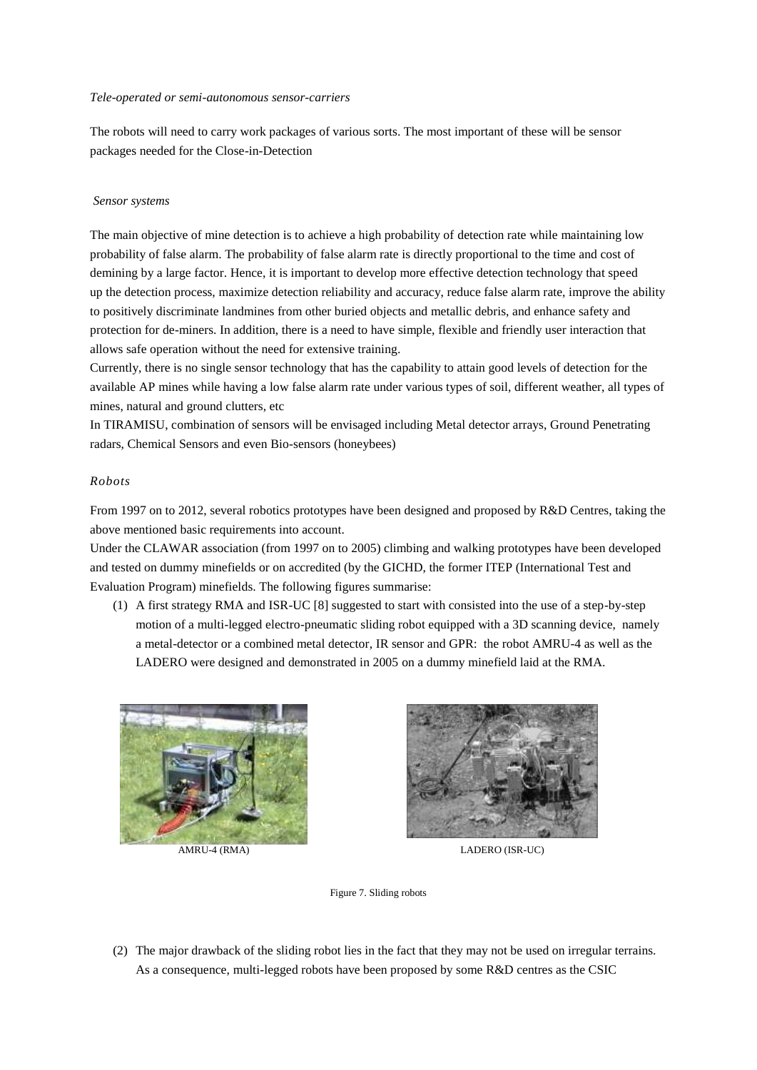*Tele-operated or semi-autonomous sensor-carriers*

The robots will need to carry work packages of various sorts. The most important of these will be sensor packages needed for the Close-in-Detection

*Sensor systems*

The main objective of mine detection is to achieve a high probability of detection rate while maintaining low probability of false alarm. The probability of false alarm rate is directly proportional to the time and cost of demining by a large factor. Hence, it is important to develop more effective detection technology that speed up the detection process, maximize detection reliability and accuracy, reduce false alarm rate, improve the ability to positively discriminate landmines from other buried objects and metallic debris, and enhance safety and protection for de-miners. In addition, there is a need to have simple, flexible and friendly user interaction that allows safe operation without the need for extensive training.

Currently, there is no single sensor technology that has the capability to attain good levels of detection for the available AP mines while having a low false alarm rate under various types of soil, different weather, all types of mines, natural and ground clutters, etc

In TIRAMISU, combination of sensors will be envisaged including Metal detector arrays, Ground Penetrating radars, Chemical Sensors and even Bio-sensors (honeybees)

*Robots*

From 1997 on to 2012, several robotics prototypes have been designed and proposed by R&D Centres, taking the above mentioned basic requirements into account.

Under the CLAWAR association (from 1997 on to 2005) climbing and walking prototypes have been developed and tested on dummy minefields or on accredited (by the GICHD, the former ITEP (International Test and Evaluation Program) minefields. The following figures summarise:

(1) A first strategy RMA and ISR-UC [8] suggested to start with consisted into the use of a step-by-step motion of a multi-legged electro-pneumatic sliding robot equipped with a 3D scanning device, namely a metal-detector or a combined metal detector, IR sensor and GPR: the robot AMRU-4 as well as the LADERO were designed and demonstrated in 2005 on a dummy minefield laid at the RMA.

AMRU-4 (RMA)

LADERO (ISR-UC)

Figure 7. Sliding robots

(2) The major drawback of the sliding robot lies in the fact that they may not be used on irregular terrains. As a consequence, multi-legged robots have been proposed by some R&D centres as the CSIC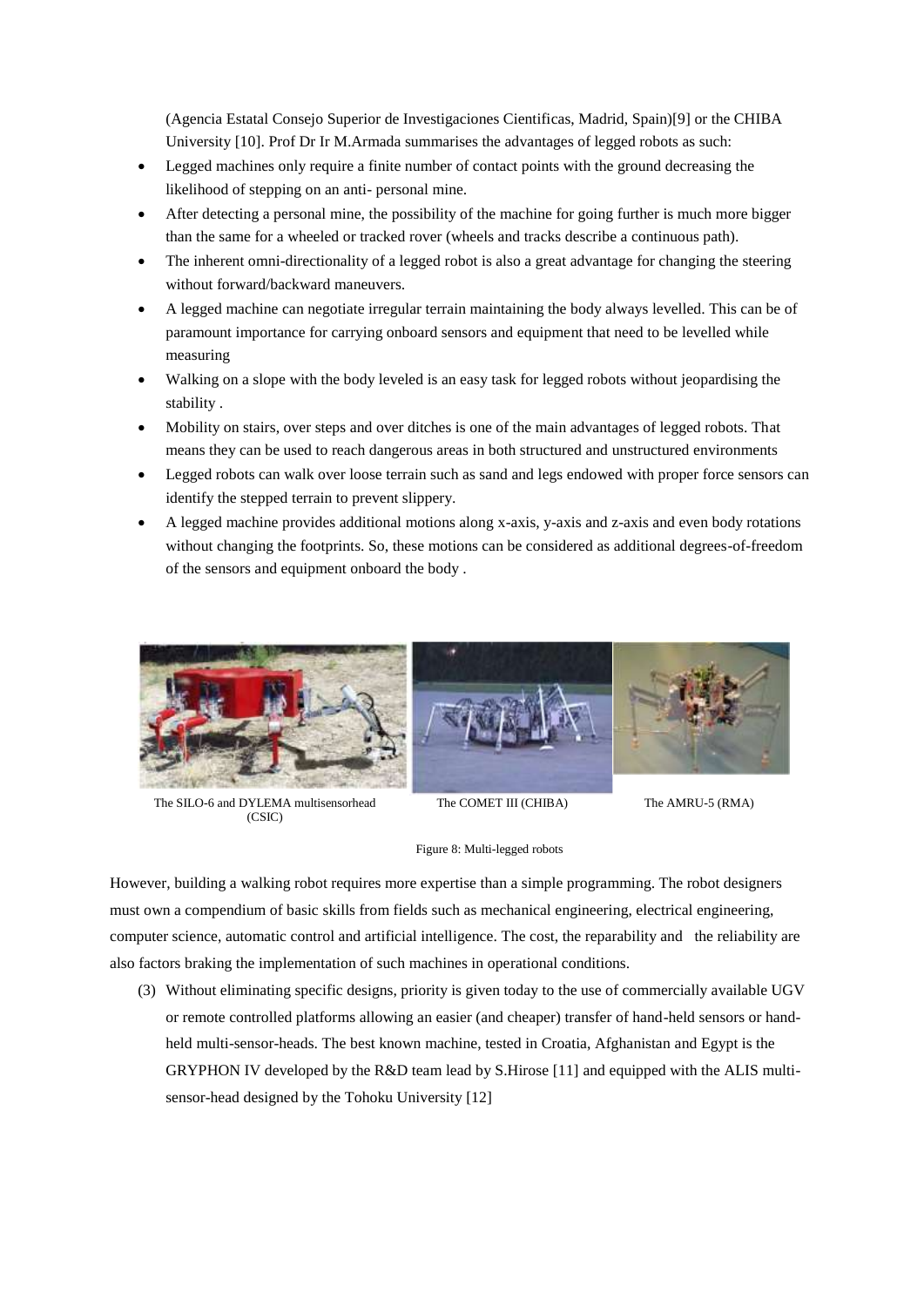(Agencia Estatal Consejo Superior de Investigaciones Cientificas, Madrid, Spain)[9] or the CHIBA University [10]. Prof Dr Ir M.Armada summarises the advantages of legged robots as such:

- Legged machines only require a finite number of contact points with the ground decreasing the likelihood of stepping on an anti- personal mine.
- After detecting a personal mine, the possibility of the machine for going further is much more bigger than the same for a wheeled or tracked rover (wheels and tracks describe a continuous path).
- The inherent omni-directionality of a legged robot is also a great advantage for changing the steering without forward/backward maneuvers.
- A legged machine can negotiate irregular terrain maintaining the body always levelled. This can be of paramount importance for carrying onboard sensors and equipment that need to be levelled while measuring
- Walking on a slope with the body leveled is an easy task for legged robots without jeopardising the stability .
- Mobility on stairs, over steps and over ditches is one of the main advantages of legged robots. That means they can be used to reach dangerous areas in both structured and unstructured environments
- Legged robots can walk over loose terrain such as sand and legs endowed with proper force sensors can identify the stepped terrain to prevent slippery.
- A legged machine provides additional motions along x-axis, y-axis and z-axis and even body rotations without changing the footprints. So, these motions can be considered as additional degrees-of-freedom of the sensors and equipment onboard the body .

The SILO-6 and DYLEMA multisensorhead (CSIC) — The COMET III (CHIBA) — The AMRU-5 (RMA)

Figure 8: Multi-legged robots

However, building a walking robot requires more expertise than a simple programming. The robot designers must own a compendium of basic skills from fields such as mechanical engineering, electrical engineering, computer science, automatic control and artificial intelligence. The cost, the reparability and the reliability are also factors braking the implementation of such machines in operational conditions.

(3) Without eliminating specific designs, priority is given today to the use of commercially available UGV or remote controlled platforms allowing an easier (and cheaper) transfer of hand-held sensors or hand-held multi-sensor-heads. The best known machine, tested in Croatia, Afghanistan and Egypt is the GRYPHON IV developed by the R&D team lead by S.Hirose [11] and equipped with the ALIS multi-sensor-head designed by the Tohoku University [12]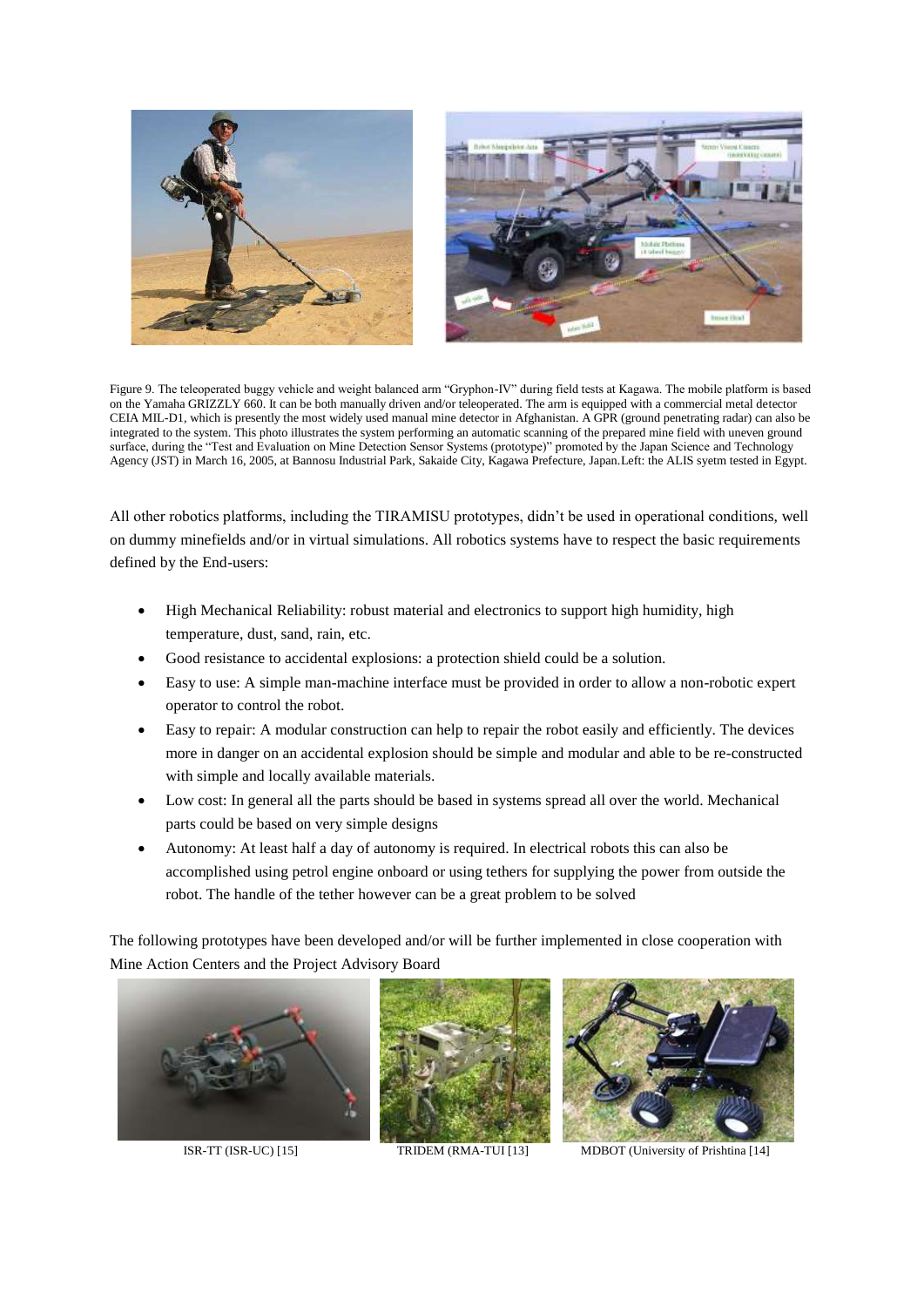Figure 9. The teleoperated buggy vehicle and weight balanced arm "Gryphon-IV" during field tests at Kagawa. The mobile platform is based on the Yamaha GRIZZLY 660. It can be both manually driven and/or teleoperated. The arm is equipped with a commercial metal detector CEIA MIL-D1, which is presently the most widely used manual mine detector in Afghanistan. A GPR (ground penetrating radar) can also be integrated to the system. This photo illustrates the system performing an automatic scanning of the prepared mine field with uneven ground surface, during the "Test and Evaluation on Mine Detection Sensor Systems (prototype)" promoted by the Japan Science and Technology Agency (JST) in March 16, 2005, at Bannosu Industrial Park, Sakaide City, Kagawa Prefecture, Japan.Left: the ALIS syetm tested in Egypt.

All other robotics platforms, including the TIRAMISU prototypes, didn't be used in operational conditions, well on dummy minefields and/or in virtual simulations. All robotics systems have to respect the basic requirements defined by the End-users:

- High Mechanical Reliability: robust material and electronics to support high humidity, high temperature, dust, sand, rain, etc.
- Good resistance to accidental explosions: a protection shield could be a solution.
- Easy to use: A simple man-machine interface must be provided in order to allow a non-robotic expert operator to control the robot.
- Easy to repair: A modular construction can help to repair the robot easily and efficiently. The devices more in danger on an accidental explosion should be simple and modular and able to be re-constructed with simple and locally available materials.
- Low cost: In general all the parts should be based in systems spread all over the world. Mechanical parts could be based on very simple designs
- Autonomy: At least half a day of autonomy is required. In electrical robots this can also be accomplished using petrol engine onboard or using tethers for supplying the power from outside the robot. The handle of the tether however can be a great problem to be solved

The following prototypes have been developed and/or will be further implemented in close cooperation with Mine Action Centers and the Project Advisory Board

ISR-TT (ISR-UC) [15]    TRIDEM (RMA-TUI [13]    MDBOT (University of Prishtina [14]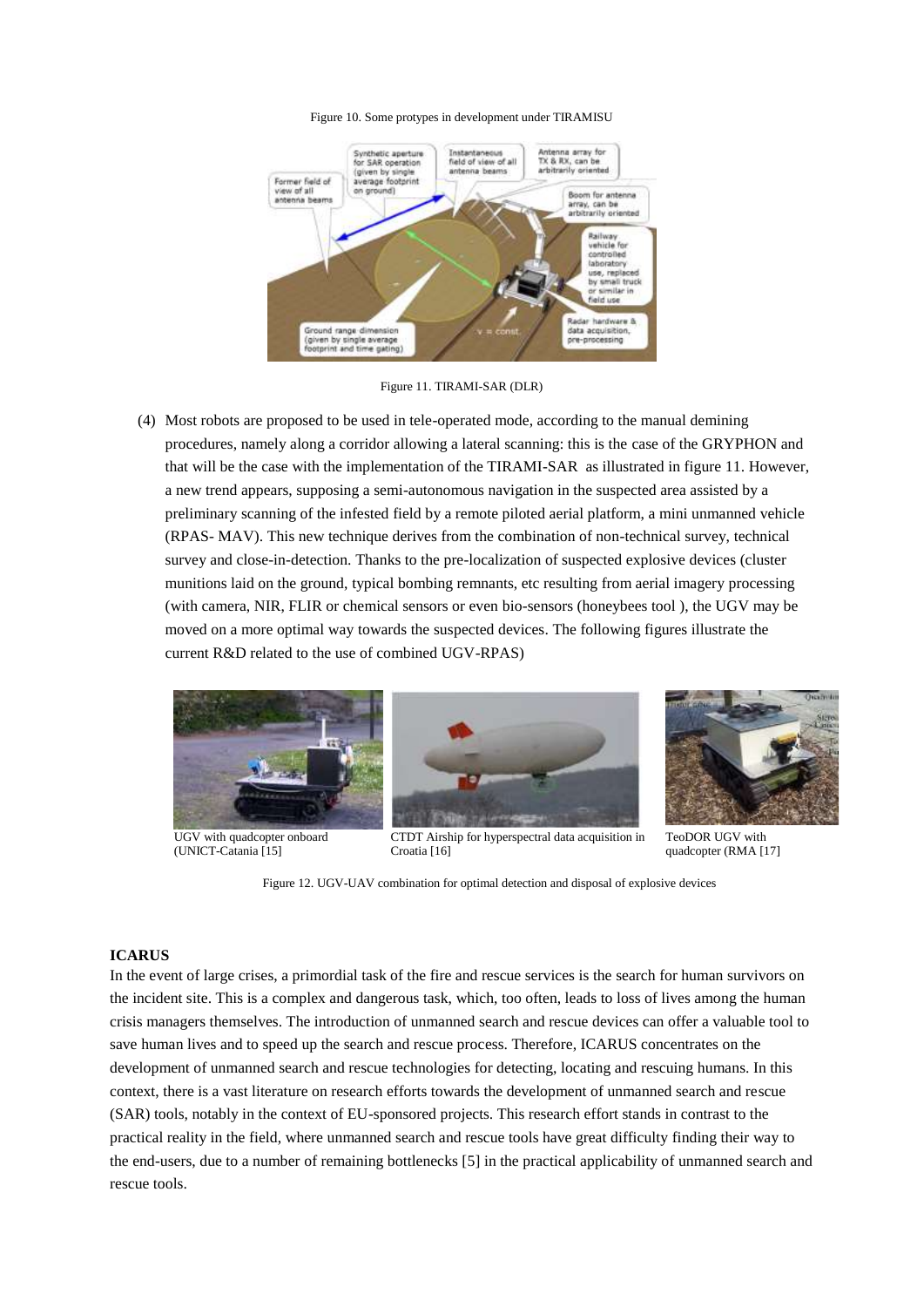Figure 10. Some protypes in development under TIRAMISU

Figure 11. TIRAMI-SAR (DLR)

(4) Most robots are proposed to be used in tele-operated mode, according to the manual demining procedures, namely along a corridor allowing a lateral scanning: this is the case of the GRYPHON and that will be the case with the implementation of the TIRAMI-SAR as illustrated in figure 11. However, a new trend appears, supposing a semi-autonomous navigation in the suspected area assisted by a preliminary scanning of the infested field by a remote piloted aerial platform, a mini unmanned vehicle (RPAS- MAV). This new technique derives from the combination of non-technical survey, technical survey and close-in-detection. Thanks to the pre-localization of suspected explosive devices (cluster munitions laid on the ground, typical bombing remnants, etc resulting from aerial imagery processing (with camera, NIR, FLIR or chemical sensors or even bio-sensors (honeybees tool ), the UGV may be moved on a more optimal way towards the suspected devices. The following figures illustrate the current R&D related to the use of combined UGV-RPAS)

UGV with quadcopter onboard (UNICT-Catania [15]

CTDT Airship for hyperspectral data acquisition in Croatia [16]

TeoDOR UGV with quadcopter (RMA [17]

Figure 12. UGV-UAV combination for optimal detection and disposal of explosive devices

**ICARUS**

In the event of large crises, a primordial task of the fire and rescue services is the search for human survivors on the incident site. This is a complex and dangerous task, which, too often, leads to loss of lives among the human crisis managers themselves. The introduction of unmanned search and rescue devices can offer a valuable tool to save human lives and to speed up the search and rescue process. Therefore, ICARUS concentrates on the development of unmanned search and rescue technologies for detecting, locating and rescuing humans. In this context, there is a vast literature on research efforts towards the development of unmanned search and rescue (SAR) tools, notably in the context of EU-sponsored projects. This research effort stands in contrast to the practical reality in the field, where unmanned search and rescue tools have great difficulty finding their way to the end-users, due to a number of remaining bottlenecks [5] in the practical applicability of unmanned search and rescue tools.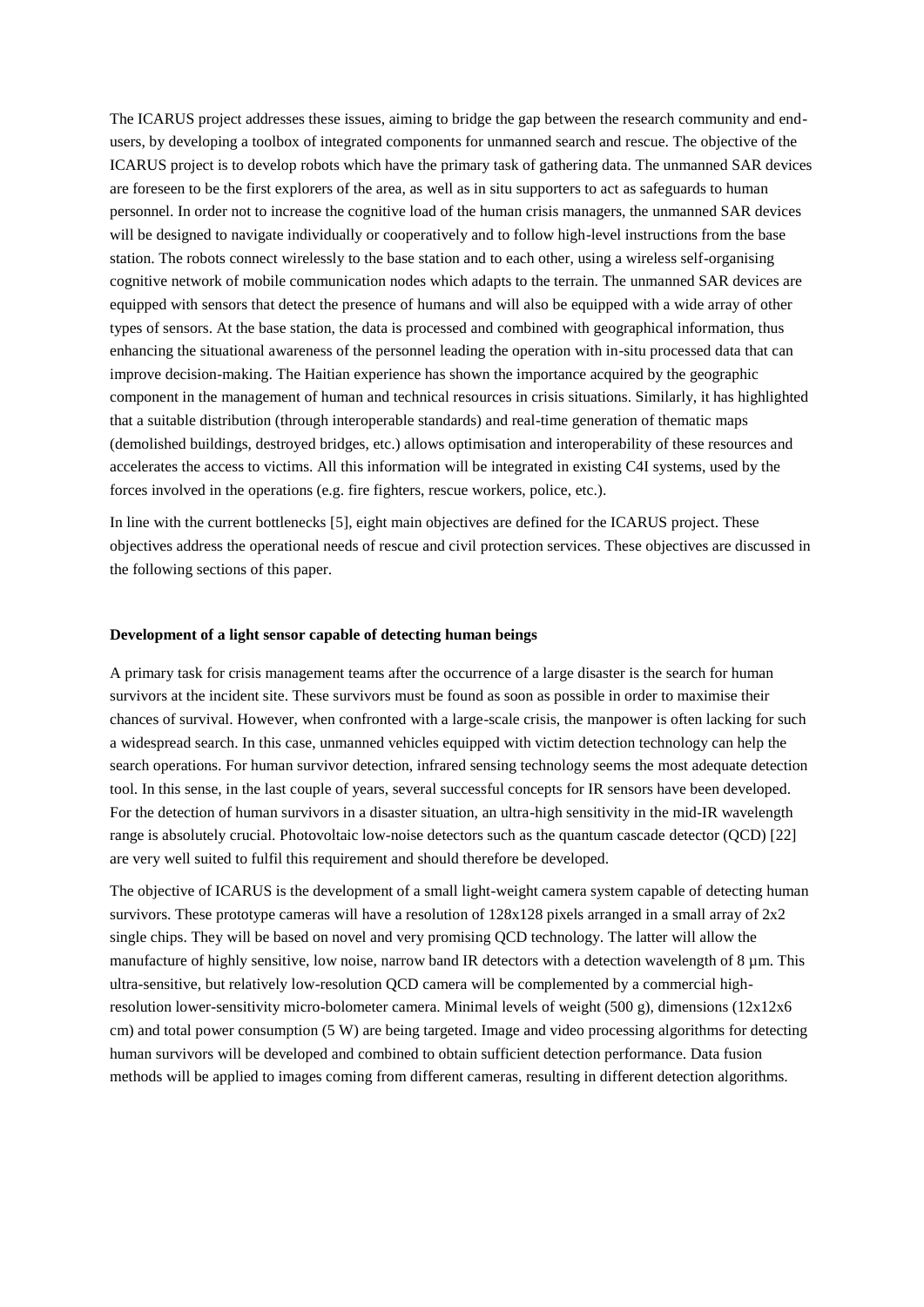The ICARUS project addresses these issues, aiming to bridge the gap between the research community and end-users, by developing a toolbox of integrated components for unmanned search and rescue. The objective of the ICARUS project is to develop robots which have the primary task of gathering data. The unmanned SAR devices are foreseen to be the first explorers of the area, as well as in situ supporters to act as safeguards to human personnel. In order not to increase the cognitive load of the human crisis managers, the unmanned SAR devices will be designed to navigate individually or cooperatively and to follow high-level instructions from the base station. The robots connect wirelessly to the base station and to each other, using a wireless self-organising cognitive network of mobile communication nodes which adapts to the terrain. The unmanned SAR devices are equipped with sensors that detect the presence of humans and will also be equipped with a wide array of other types of sensors. At the base station, the data is processed and combined with geographical information, thus enhancing the situational awareness of the personnel leading the operation with in-situ processed data that can improve decision-making. The Haitian experience has shown the importance acquired by the geographic component in the management of human and technical resources in crisis situations. Similarly, it has highlighted that a suitable distribution (through interoperable standards) and real-time generation of thematic maps (demolished buildings, destroyed bridges, etc.) allows optimisation and interoperability of these resources and accelerates the access to victims. All this information will be integrated in existing C4I systems, used by the forces involved in the operations (e.g. fire fighters, rescue workers, police, etc.).

In line with the current bottlenecks [5], eight main objectives are defined for the ICARUS project. These objectives address the operational needs of rescue and civil protection services. These objectives are discussed in the following sections of this paper.

**Development of a light sensor capable of detecting human beings**

A primary task for crisis management teams after the occurrence of a large disaster is the search for human survivors at the incident site. These survivors must be found as soon as possible in order to maximise their chances of survival. However, when confronted with a large-scale crisis, the manpower is often lacking for such a widespread search. In this case, unmanned vehicles equipped with victim detection technology can help the search operations. For human survivor detection, infrared sensing technology seems the most adequate detection tool. In this sense, in the last couple of years, several successful concepts for IR sensors have been developed. For the detection of human survivors in a disaster situation, an ultra-high sensitivity in the mid-IR wavelength range is absolutely crucial. Photovoltaic low-noise detectors such as the quantum cascade detector (QCD) [22] are very well suited to fulfil this requirement and should therefore be developed.

The objective of ICARUS is the development of a small light-weight camera system capable of detecting human survivors. These prototype cameras will have a resolution of 128x128 pixels arranged in a small array of 2x2 single chips. They will be based on novel and very promising QCD technology. The latter will allow the manufacture of highly sensitive, low noise, narrow band IR detectors with a detection wavelength of 8 µm. This ultra-sensitive, but relatively low-resolution QCD camera will be complemented by a commercial high-resolution lower-sensitivity micro-bolometer camera. Minimal levels of weight (500 g), dimensions (12x12x6 cm) and total power consumption (5 W) are being targeted. Image and video processing algorithms for detecting human survivors will be developed and combined to obtain sufficient detection performance. Data fusion methods will be applied to images coming from different cameras, resulting in different detection algorithms.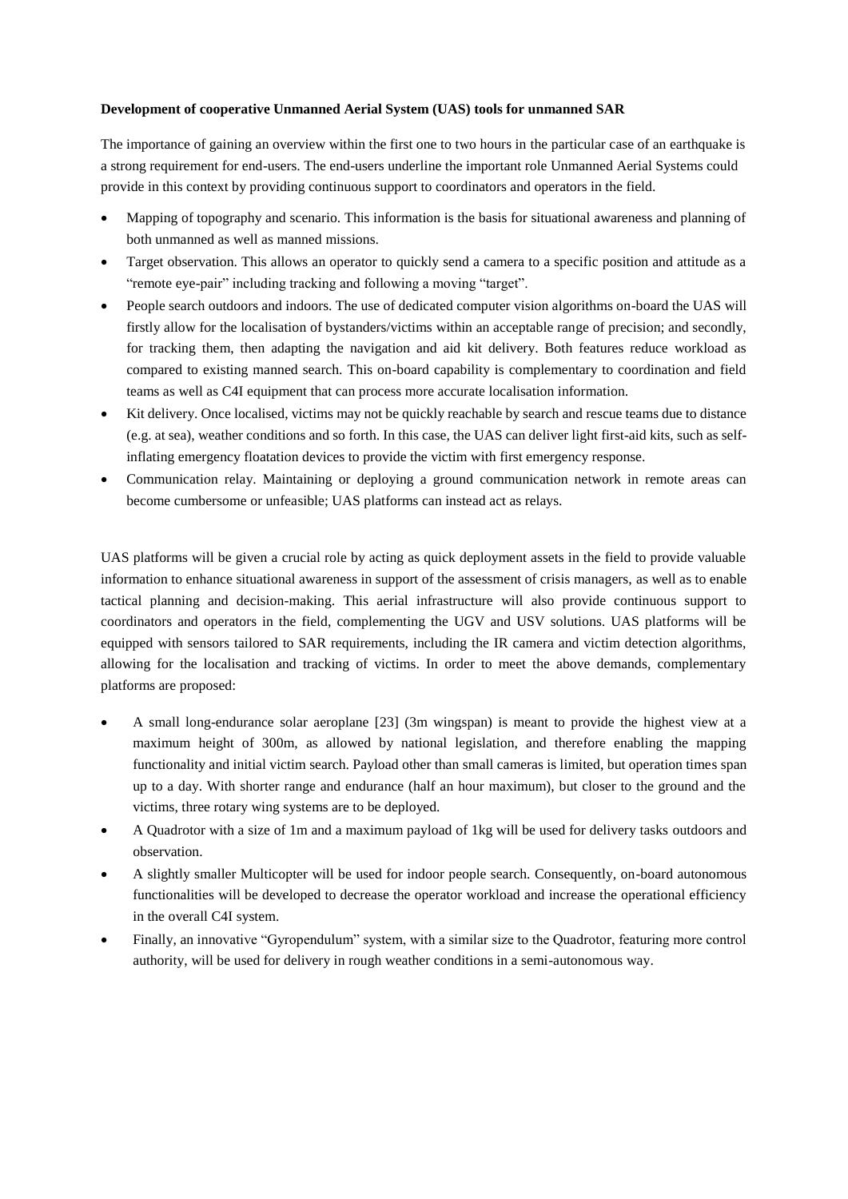**Development of cooperative Unmanned Aerial System (UAS) tools for unmanned SAR**

The importance of gaining an overview within the first one to two hours in the particular case of an earthquake is a strong requirement for end-users. The end-users underline the important role Unmanned Aerial Systems could provide in this context by providing continuous support to coordinators and operators in the field.

- Mapping of topography and scenario. This information is the basis for situational awareness and planning of both unmanned as well as manned missions.
- Target observation. This allows an operator to quickly send a camera to a specific position and attitude as a "remote eye-pair" including tracking and following a moving "target".
- People search outdoors and indoors. The use of dedicated computer vision algorithms on-board the UAS will firstly allow for the localisation of bystanders/victims within an acceptable range of precision; and secondly, for tracking them, then adapting the navigation and aid kit delivery. Both features reduce workload as compared to existing manned search. This on-board capability is complementary to coordination and field teams as well as C4I equipment that can process more accurate localisation information.
- Kit delivery. Once localised, victims may not be quickly reachable by search and rescue teams due to distance (e.g. at sea), weather conditions and so forth. In this case, the UAS can deliver light first-aid kits, such as self-inflating emergency floatation devices to provide the victim with first emergency response.
- Communication relay. Maintaining or deploying a ground communication network in remote areas can become cumbersome or unfeasible; UAS platforms can instead act as relays.

UAS platforms will be given a crucial role by acting as quick deployment assets in the field to provide valuable information to enhance situational awareness in support of the assessment of crisis managers, as well as to enable tactical planning and decision-making. This aerial infrastructure will also provide continuous support to coordinators and operators in the field, complementing the UGV and USV solutions. UAS platforms will be equipped with sensors tailored to SAR requirements, including the IR camera and victim detection algorithms, allowing for the localisation and tracking of victims. In order to meet the above demands, complementary platforms are proposed:

- A small long-endurance solar aeroplane [23] (3m wingspan) is meant to provide the highest view at a maximum height of 300m, as allowed by national legislation, and therefore enabling the mapping functionality and initial victim search. Payload other than small cameras is limited, but operation times span up to a day. With shorter range and endurance (half an hour maximum), but closer to the ground and the victims, three rotary wing systems are to be deployed.
- A Quadrotor with a size of 1m and a maximum payload of 1kg will be used for delivery tasks outdoors and observation.
- A slightly smaller Multicopter will be used for indoor people search. Consequently, on-board autonomous functionalities will be developed to decrease the operator workload and increase the operational efficiency in the overall C4I system.
- Finally, an innovative "Gyropendulum" system, with a similar size to the Quadrotor, featuring more control authority, will be used for delivery in rough weather conditions in a semi-autonomous way.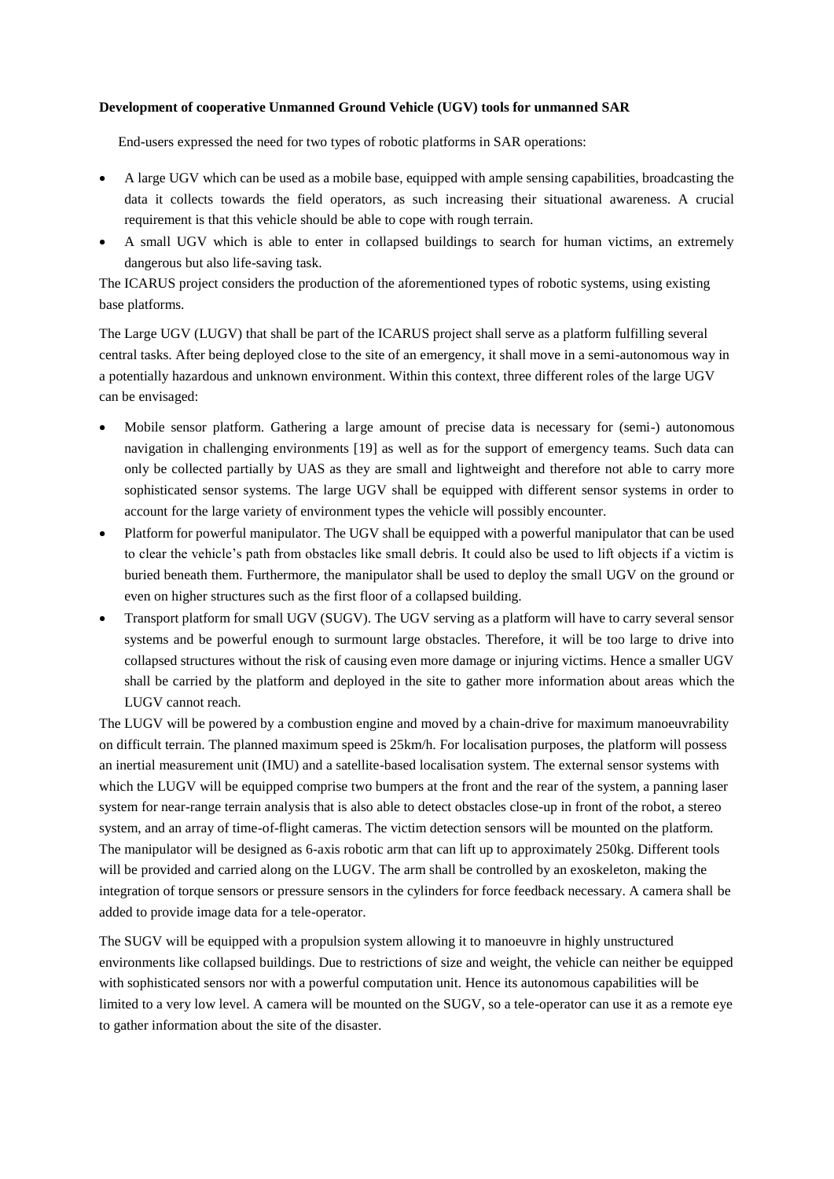**Development of cooperative Unmanned Ground Vehicle (UGV) tools for unmanned SAR**

End-users expressed the need for two types of robotic platforms in SAR operations:

- A large UGV which can be used as a mobile base, equipped with ample sensing capabilities, broadcasting the data it collects towards the field operators, as such increasing their situational awareness. A crucial requirement is that this vehicle should be able to cope with rough terrain.
- A small UGV which is able to enter in collapsed buildings to search for human victims, an extremely dangerous but also life-saving task.

The ICARUS project considers the production of the aforementioned types of robotic systems, using existing base platforms.

The Large UGV (LUGV) that shall be part of the ICARUS project shall serve as a platform fulfilling several central tasks. After being deployed close to the site of an emergency, it shall move in a semi-autonomous way in a potentially hazardous and unknown environment. Within this context, three different roles of the large UGV can be envisaged:

- Mobile sensor platform. Gathering a large amount of precise data is necessary for (semi-) autonomous navigation in challenging environments [19] as well as for the support of emergency teams. Such data can only be collected partially by UAS as they are small and lightweight and therefore not able to carry more sophisticated sensor systems. The large UGV shall be equipped with different sensor systems in order to account for the large variety of environment types the vehicle will possibly encounter.
- Platform for powerful manipulator. The UGV shall be equipped with a powerful manipulator that can be used to clear the vehicle's path from obstacles like small debris. It could also be used to lift objects if a victim is buried beneath them. Furthermore, the manipulator shall be used to deploy the small UGV on the ground or even on higher structures such as the first floor of a collapsed building.
- Transport platform for small UGV (SUGV). The UGV serving as a platform will have to carry several sensor systems and be powerful enough to surmount large obstacles. Therefore, it will be too large to drive into collapsed structures without the risk of causing even more damage or injuring victims. Hence a smaller UGV shall be carried by the platform and deployed in the site to gather more information about areas which the LUGV cannot reach.

The LUGV will be powered by a combustion engine and moved by a chain-drive for maximum manoeuvrability on difficult terrain. The planned maximum speed is 25km/h. For localisation purposes, the platform will possess an inertial measurement unit (IMU) and a satellite-based localisation system. The external sensor systems with which the LUGV will be equipped comprise two bumpers at the front and the rear of the system, a panning laser system for near-range terrain analysis that is also able to detect obstacles close-up in front of the robot, a stereo system, and an array of time-of-flight cameras. The victim detection sensors will be mounted on the platform. The manipulator will be designed as 6-axis robotic arm that can lift up to approximately 250kg. Different tools will be provided and carried along on the LUGV. The arm shall be controlled by an exoskeleton, making the integration of torque sensors or pressure sensors in the cylinders for force feedback necessary. A camera shall be added to provide image data for a tele-operator.

The SUGV will be equipped with a propulsion system allowing it to manoeuvre in highly unstructured environments like collapsed buildings. Due to restrictions of size and weight, the vehicle can neither be equipped with sophisticated sensors nor with a powerful computation unit. Hence its autonomous capabilities will be limited to a very low level. A camera will be mounted on the SUGV, so a tele-operator can use it as a remote eye to gather information about the site of the disaster.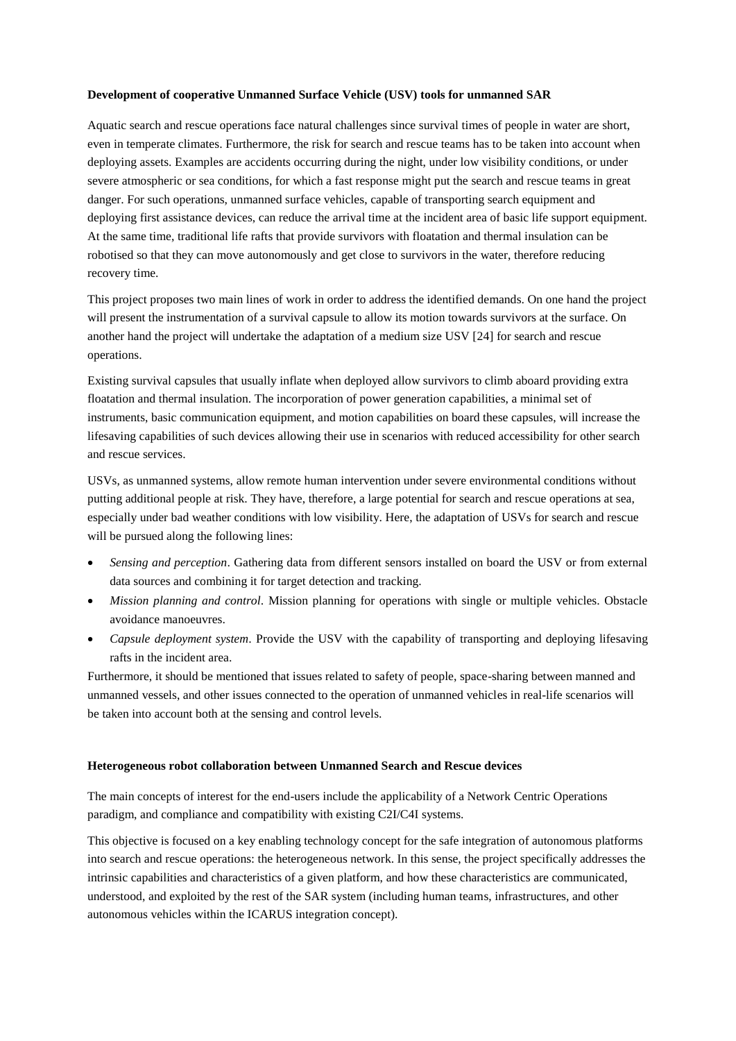**Development of cooperative Unmanned Surface Vehicle (USV) tools for unmanned SAR**

Aquatic search and rescue operations face natural challenges since survival times of people in water are short, even in temperate climates. Furthermore, the risk for search and rescue teams has to be taken into account when deploying assets. Examples are accidents occurring during the night, under low visibility conditions, or under severe atmospheric or sea conditions, for which a fast response might put the search and rescue teams in great danger. For such operations, unmanned surface vehicles, capable of transporting search equipment and deploying first assistance devices, can reduce the arrival time at the incident area of basic life support equipment. At the same time, traditional life rafts that provide survivors with floatation and thermal insulation can be robotised so that they can move autonomously and get close to survivors in the water, therefore reducing recovery time.

This project proposes two main lines of work in order to address the identified demands. On one hand the project will present the instrumentation of a survival capsule to allow its motion towards survivors at the surface. On another hand the project will undertake the adaptation of a medium size USV [24] for search and rescue operations.

Existing survival capsules that usually inflate when deployed allow survivors to climb aboard providing extra floatation and thermal insulation. The incorporation of power generation capabilities, a minimal set of instruments, basic communication equipment, and motion capabilities on board these capsules, will increase the lifesaving capabilities of such devices allowing their use in scenarios with reduced accessibility for other search and rescue services.

USVs, as unmanned systems, allow remote human intervention under severe environmental conditions without putting additional people at risk. They have, therefore, a large potential for search and rescue operations at sea, especially under bad weather conditions with low visibility. Here, the adaptation of USVs for search and rescue will be pursued along the following lines:

- *Sensing and perception*. Gathering data from different sensors installed on board the USV or from external data sources and combining it for target detection and tracking.
- *Mission planning and control*. Mission planning for operations with single or multiple vehicles. Obstacle avoidance manoeuvres.
- *Capsule deployment system*. Provide the USV with the capability of transporting and deploying lifesaving rafts in the incident area.

Furthermore, it should be mentioned that issues related to safety of people, space-sharing between manned and unmanned vessels, and other issues connected to the operation of unmanned vehicles in real-life scenarios will be taken into account both at the sensing and control levels.

**Heterogeneous robot collaboration between Unmanned Search and Rescue devices**

The main concepts of interest for the end-users include the applicability of a Network Centric Operations paradigm, and compliance and compatibility with existing C2I/C4I systems.

This objective is focused on a key enabling technology concept for the safe integration of autonomous platforms into search and rescue operations: the heterogeneous network. In this sense, the project specifically addresses the intrinsic capabilities and characteristics of a given platform, and how these characteristics are communicated, understood, and exploited by the rest of the SAR system (including human teams, infrastructures, and other autonomous vehicles within the ICARUS integration concept).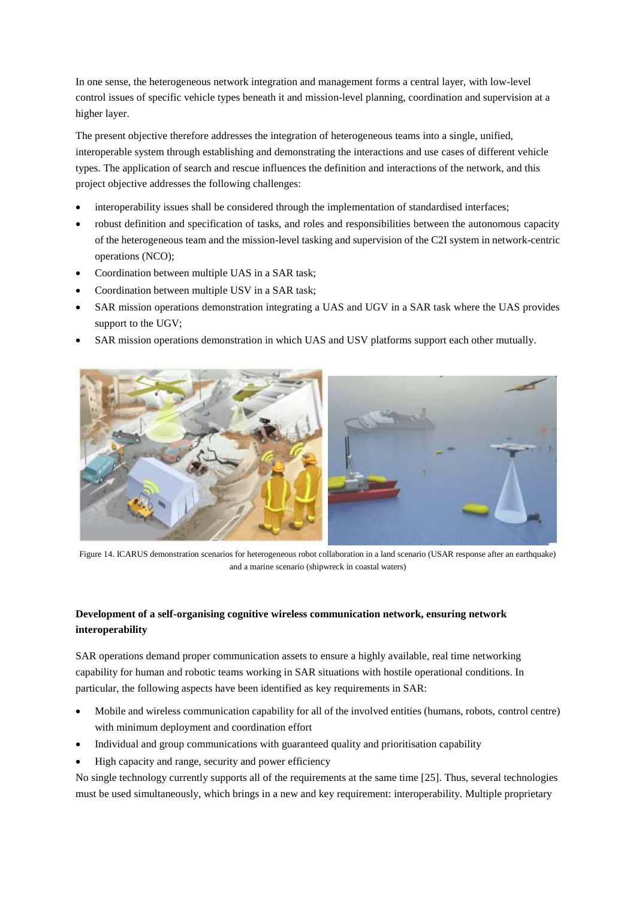In one sense, the heterogeneous network integration and management forms a central layer, with low-level control issues of specific vehicle types beneath it and mission-level planning, coordination and supervision at a higher layer.

The present objective therefore addresses the integration of heterogeneous teams into a single, unified, interoperable system through establishing and demonstrating the interactions and use cases of different vehicle types. The application of search and rescue influences the definition and interactions of the network, and this project objective addresses the following challenges:

- interoperability issues shall be considered through the implementation of standardised interfaces;
- robust definition and specification of tasks, and roles and responsibilities between the autonomous capacity of the heterogeneous team and the mission-level tasking and supervision of the C2I system in network-centric operations (NCO);
- Coordination between multiple UAS in a SAR task;
- Coordination between multiple USV in a SAR task;
- SAR mission operations demonstration integrating a UAS and UGV in a SAR task where the UAS provides support to the UGV;
- SAR mission operations demonstration in which UAS and USV platforms support each other mutually.

Figure 14. ICARUS demonstration scenarios for heterogeneous robot collaboration in a land scenario (USAR response after an earthquake) and a marine scenario (shipwreck in coastal waters)

**Development of a self-organising cognitive wireless communication network, ensuring network interoperability**

SAR operations demand proper communication assets to ensure a highly available, real time networking capability for human and robotic teams working in SAR situations with hostile operational conditions. In particular, the following aspects have been identified as key requirements in SAR:

- Mobile and wireless communication capability for all of the involved entities (humans, robots, control centre) with minimum deployment and coordination effort
- Individual and group communications with guaranteed quality and prioritisation capability
- High capacity and range, security and power efficiency

No single technology currently supports all of the requirements at the same time [25]. Thus, several technologies must be used simultaneously, which brings in a new and key requirement: interoperability. Multiple proprietary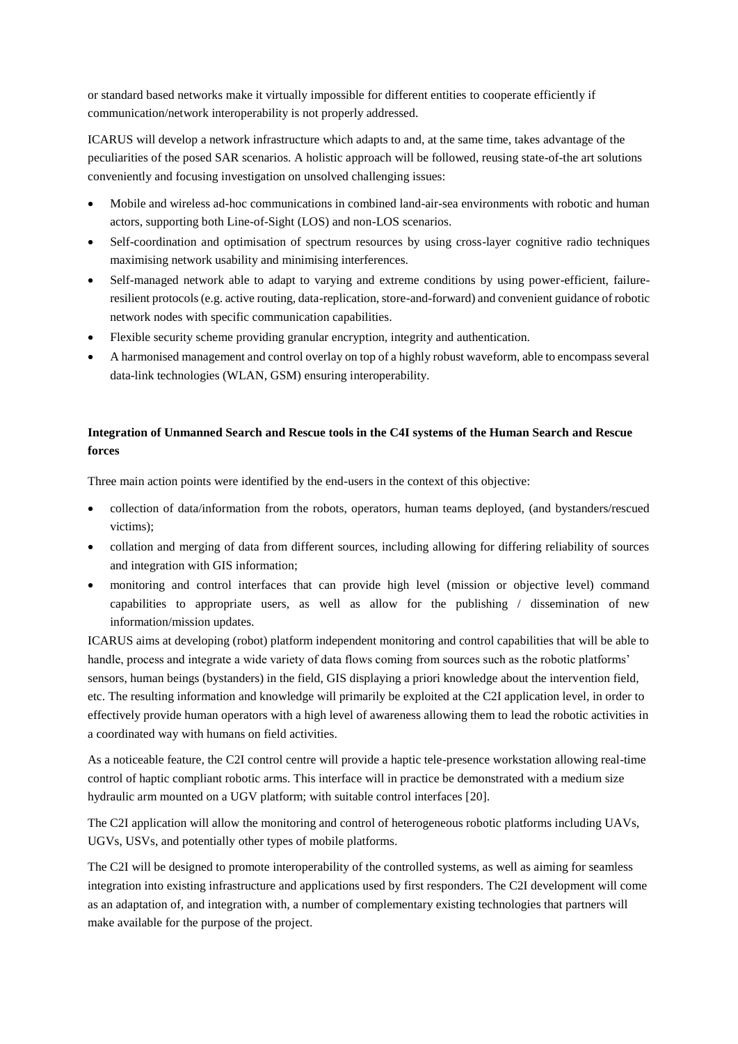or standard based networks make it virtually impossible for different entities to cooperate efficiently if communication/network interoperability is not properly addressed.

ICARUS will develop a network infrastructure which adapts to and, at the same time, takes advantage of the peculiarities of the posed SAR scenarios. A holistic approach will be followed, reusing state-of-the art solutions conveniently and focusing investigation on unsolved challenging issues:

- Mobile and wireless ad-hoc communications in combined land-air-sea environments with robotic and human actors, supporting both Line-of-Sight (LOS) and non-LOS scenarios.
- Self-coordination and optimisation of spectrum resources by using cross-layer cognitive radio techniques maximising network usability and minimising interferences.
- Self-managed network able to adapt to varying and extreme conditions by using power-efficient, failure-resilient protocols (e.g. active routing, data-replication, store-and-forward) and convenient guidance of robotic network nodes with specific communication capabilities.
- Flexible security scheme providing granular encryption, integrity and authentication.
- A harmonised management and control overlay on top of a highly robust waveform, able to encompass several data-link technologies (WLAN, GSM) ensuring interoperability.

**Integration of Unmanned Search and Rescue tools in the C4I systems of the Human Search and Rescue forces**

Three main action points were identified by the end-users in the context of this objective:

- collection of data/information from the robots, operators, human teams deployed, (and bystanders/rescued victims);
- collation and merging of data from different sources, including allowing for differing reliability of sources and integration with GIS information;
- monitoring and control interfaces that can provide high level (mission or objective level) command capabilities to appropriate users, as well as allow for the publishing / dissemination of new information/mission updates.

ICARUS aims at developing (robot) platform independent monitoring and control capabilities that will be able to handle, process and integrate a wide variety of data flows coming from sources such as the robotic platforms' sensors, human beings (bystanders) in the field, GIS displaying a priori knowledge about the intervention field, etc. The resulting information and knowledge will primarily be exploited at the C2I application level, in order to effectively provide human operators with a high level of awareness allowing them to lead the robotic activities in a coordinated way with humans on field activities.

As a noticeable feature, the C2I control centre will provide a haptic tele-presence workstation allowing real-time control of haptic compliant robotic arms. This interface will in practice be demonstrated with a medium size hydraulic arm mounted on a UGV platform; with suitable control interfaces [20].

The C2I application will allow the monitoring and control of heterogeneous robotic platforms including UAVs, UGVs, USVs, and potentially other types of mobile platforms.

The C2I will be designed to promote interoperability of the controlled systems, as well as aiming for seamless integration into existing infrastructure and applications used by first responders. The C2I development will come as an adaptation of, and integration with, a number of complementary existing technologies that partners will make available for the purpose of the project.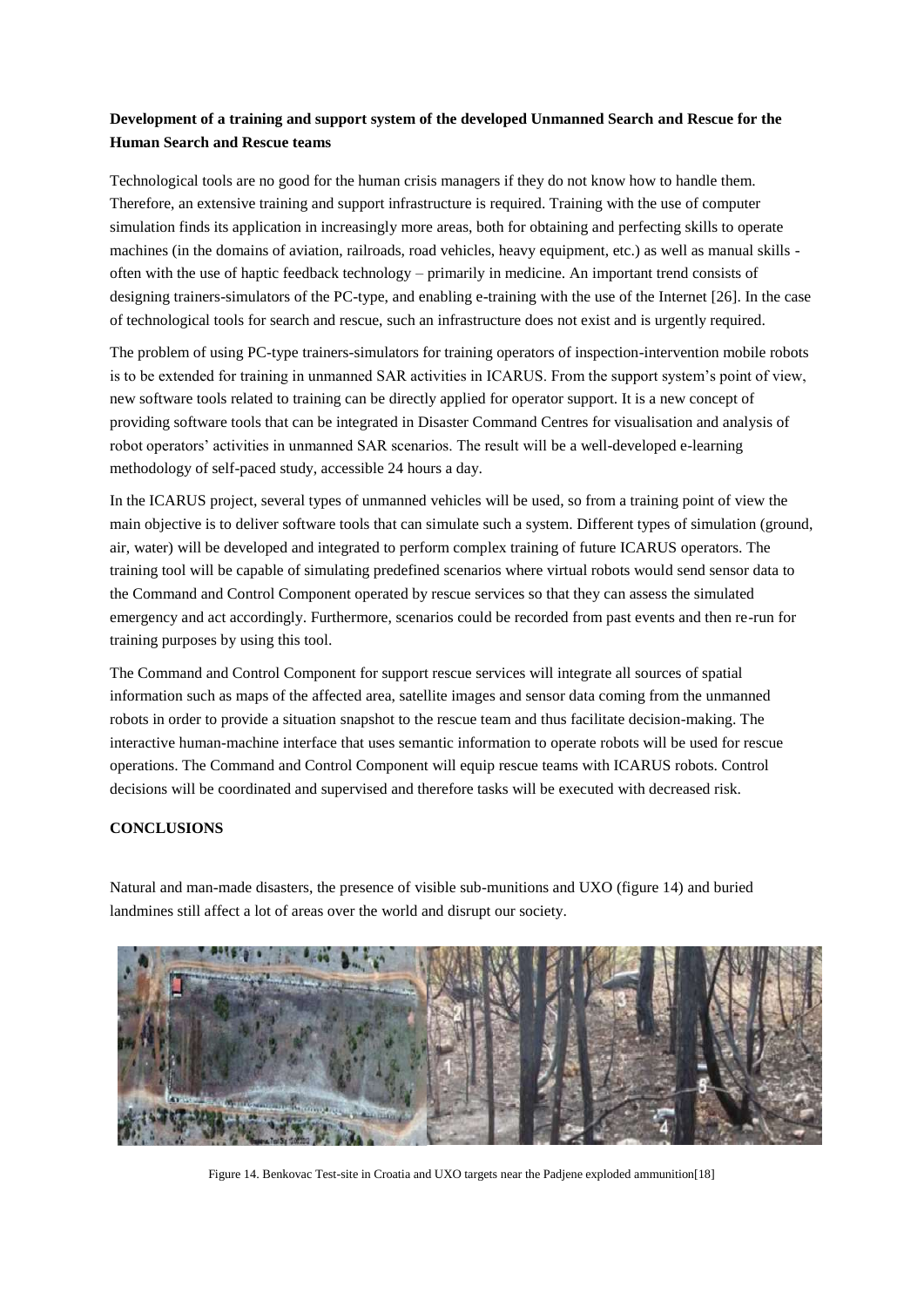**Development of a training and support system of the developed Unmanned Search and Rescue for the Human Search and Rescue teams**

Technological tools are no good for the human crisis managers if they do not know how to handle them. Therefore, an extensive training and support infrastructure is required. Training with the use of computer simulation finds its application in increasingly more areas, both for obtaining and perfecting skills to operate machines (in the domains of aviation, railroads, road vehicles, heavy equipment, etc.) as well as manual skills - often with the use of haptic feedback technology – primarily in medicine. An important trend consists of designing trainers-simulators of the PC-type, and enabling e-training with the use of the Internet [26]. In the case of technological tools for search and rescue, such an infrastructure does not exist and is urgently required.

The problem of using PC-type trainers-simulators for training operators of inspection-intervention mobile robots is to be extended for training in unmanned SAR activities in ICARUS. From the support system's point of view, new software tools related to training can be directly applied for operator support. It is a new concept of providing software tools that can be integrated in Disaster Command Centres for visualisation and analysis of robot operators' activities in unmanned SAR scenarios. The result will be a well-developed e-learning methodology of self-paced study, accessible 24 hours a day.

In the ICARUS project, several types of unmanned vehicles will be used, so from a training point of view the main objective is to deliver software tools that can simulate such a system. Different types of simulation (ground, air, water) will be developed and integrated to perform complex training of future ICARUS operators. The training tool will be capable of simulating predefined scenarios where virtual robots would send sensor data to the Command and Control Component operated by rescue services so that they can assess the simulated emergency and act accordingly. Furthermore, scenarios could be recorded from past events and then re-run for training purposes by using this tool.

The Command and Control Component for support rescue services will integrate all sources of spatial information such as maps of the affected area, satellite images and sensor data coming from the unmanned robots in order to provide a situation snapshot to the rescue team and thus facilitate decision-making. The interactive human-machine interface that uses semantic information to operate robots will be used for rescue operations. The Command and Control Component will equip rescue teams with ICARUS robots. Control decisions will be coordinated and supervised and therefore tasks will be executed with decreased risk.

**CONCLUSIONS**

Natural and man-made disasters, the presence of visible sub-munitions and UXO (figure 14) and buried landmines still affect a lot of areas over the world and disrupt our society.

Figure 14. Benkovac Test-site in Croatia and UXO targets near the Padjene exploded ammunition[18]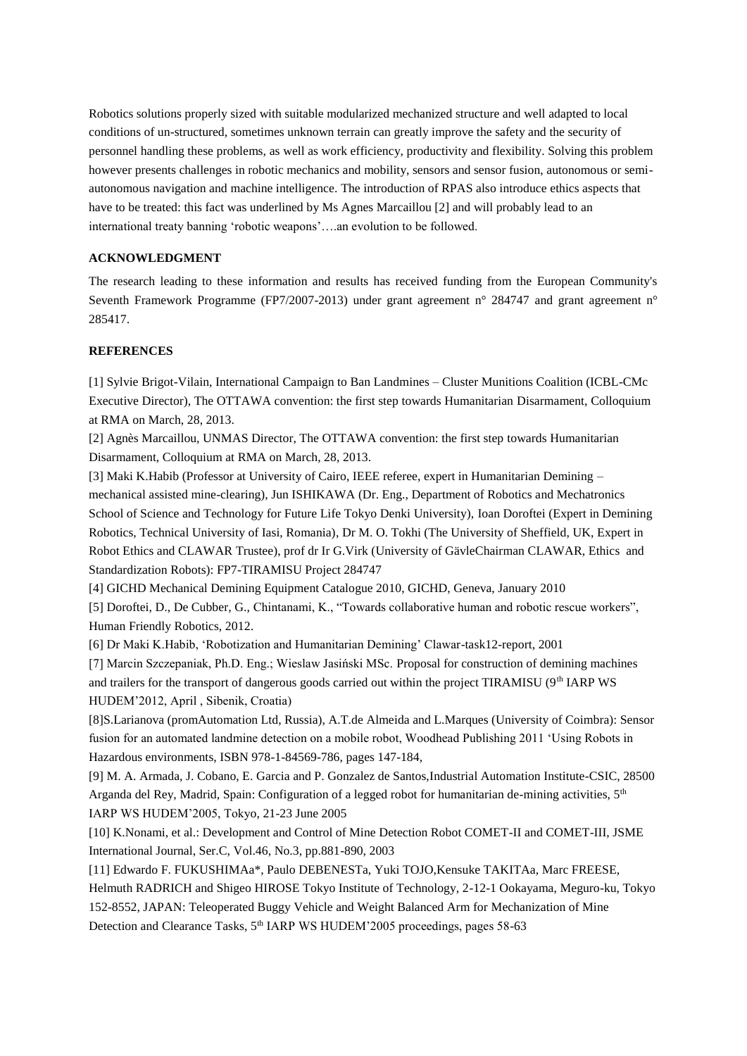Robotics solutions properly sized with suitable modularized mechanized structure and well adapted to local conditions of un-structured, sometimes unknown terrain can greatly improve the safety and the security of personnel handling these problems, as well as work efficiency, productivity and flexibility. Solving this problem however presents challenges in robotic mechanics and mobility, sensors and sensor fusion, autonomous or semi-autonomous navigation and machine intelligence. The introduction of RPAS also introduce ethics aspects that have to be treated: this fact was underlined by Ms Agnes Marcaillou [2] and will probably lead to an international treaty banning 'robotic weapons'….an evolution to be followed.

**ACKNOWLEDGMENT**

The research leading to these information and results has received funding from the European Community's Seventh Framework Programme (FP7/2007-2013) under grant agreement n° 284747 and grant agreement n° 285417.

**REFERENCES**

[1] Sylvie Brigot-Vilain, International Campaign to Ban Landmines – Cluster Munitions Coalition (ICBL-CMc Executive Director), The OTTAWA convention: the first step towards Humanitarian Disarmament, Colloquium at RMA on March, 28, 2013.

[2] Agnès Marcaillou, UNMAS Director, The OTTAWA convention: the first step towards Humanitarian Disarmament, Colloquium at RMA on March, 28, 2013.

[3] Maki K.Habib (Professor at University of Cairo, IEEE referee, expert in Humanitarian Demining – mechanical assisted mine-clearing), Jun ISHIKAWA (Dr. Eng., Department of Robotics and Mechatronics School of Science and Technology for Future Life Tokyo Denki University), Ioan Doroftei (Expert in Demining Robotics, Technical University of Iasi, Romania), Dr M. O. Tokhi (The University of Sheffield, UK, Expert in Robot Ethics and CLAWAR Trustee), prof dr Ir G.Virk (University of GävleChairman CLAWAR, Ethics and Standardization Robots): FP7-TIRAMISU Project 284747

[4] GICHD Mechanical Demining Equipment Catalogue 2010, GICHD, Geneva, January 2010

[5] Doroftei, D., De Cubber, G., Chintanami, K., "Towards collaborative human and robotic rescue workers", Human Friendly Robotics, 2012.

[6] Dr Maki K.Habib, 'Robotization and Humanitarian Demining' Clawar-task12-report, 2001

[7] Marcin Szczepaniak, Ph.D. Eng.; Wieslaw Jasiński MSc. Proposal for construction of demining machines and trailers for the transport of dangerous goods carried out within the project TIRAMISU (9th IARP WS HUDEM'2012, April , Sibenik, Croatia)

[8]S.Larianova (promAutomation Ltd, Russia), A.T.de Almeida and L.Marques (University of Coimbra): Sensor fusion for an automated landmine detection on a mobile robot, Woodhead Publishing 2011 'Using Robots in Hazardous environments, ISBN 978-1-84569-786, pages 147-184,

[9] M. A. Armada, J. Cobano, E. Garcia and P. Gonzalez de Santos,Industrial Automation Institute-CSIC, 28500 Arganda del Rey, Madrid, Spain: Configuration of a legged robot for humanitarian de-mining activities, 5th IARP WS HUDEM'2005, Tokyo, 21-23 June 2005

[10] K.Nonami, et al.: Development and Control of Mine Detection Robot COMET-II and COMET-III, JSME International Journal, Ser.C, Vol.46, No.3, pp.881-890, 2003

[11] Edwardo F. FUKUSHIMAa*, Paulo DEBENESTa, Yuki TOJO,Kensuke TAKITAa, Marc FREESE, Helmuth RADRICH and Shigeo HIROSE Tokyo Institute of Technology, 2-12-1 Ookayama, Meguro-ku, Tokyo 152-8552, JAPAN: Teleoperated Buggy Vehicle and Weight Balanced Arm for Mechanization of Mine Detection and Clearance Tasks, 5th IARP WS HUDEM'2005 proceedings, pages 58-63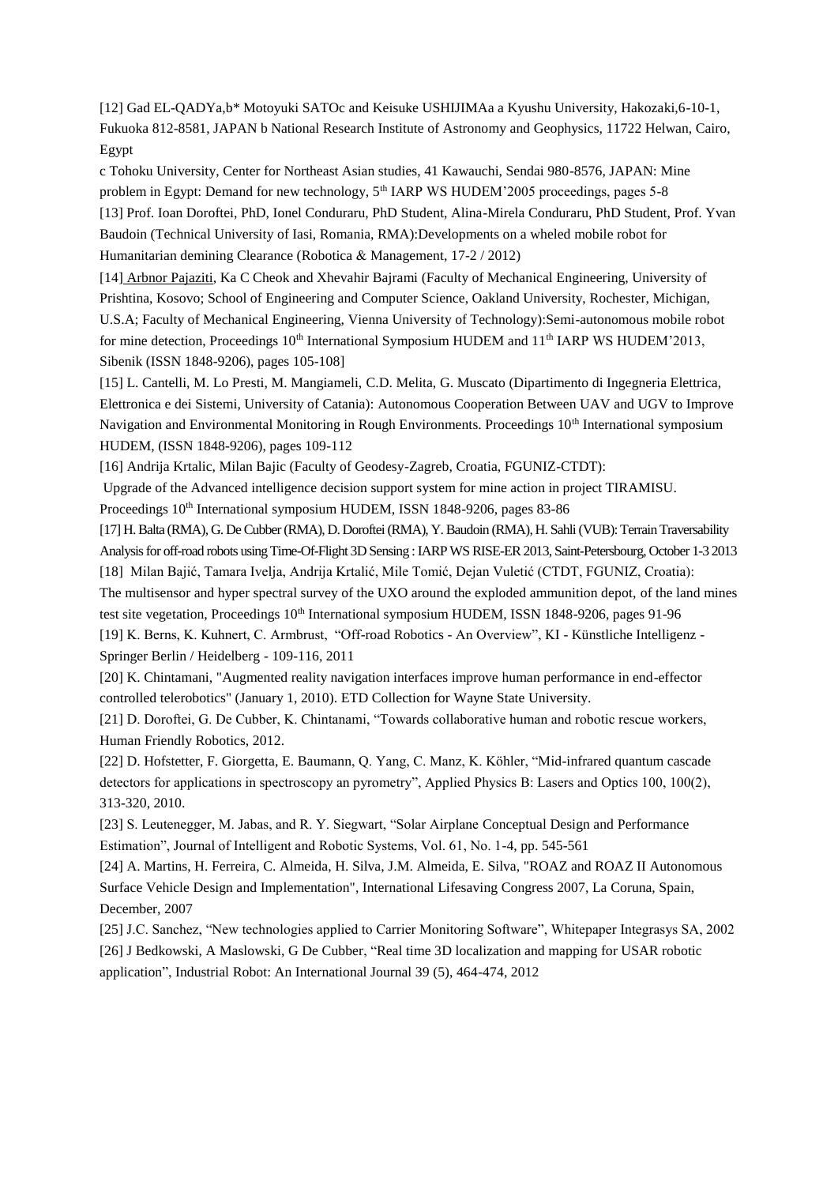[12] Gad EL-QADYa,b* Motoyuki SATOc and Keisuke USHIJIMAa a Kyushu University, Hakozaki,6-10-1, Fukuoka 812-8581, JAPAN b National Research Institute of Astronomy and Geophysics, 11722 Helwan, Cairo, Egypt

c Tohoku University, Center for Northeast Asian studies, 41 Kawauchi, Sendai 980-8576, JAPAN: Mine problem in Egypt: Demand for new technology, 5th IARP WS HUDEM'2005 proceedings, pages 5-8

[13] Prof. Ioan Doroftei, PhD, Ionel Conduraru, PhD Student, Alina-Mirela Conduraru, PhD Student, Prof. Yvan Baudoin (Technical University of Iasi, Romania, RMA):Developments on a wheled mobile robot for Humanitarian demining Clearance (Robotica & Management, 17-2 / 2012)

[14] Arbnor Pajaziti, Ka C Cheok and Xhevahir Bajrami (Faculty of Mechanical Engineering, University of Prishtina, Kosovo; School of Engineering and Computer Science, Oakland University, Rochester, Michigan, U.S.A; Faculty of Mechanical Engineering, Vienna University of Technology):Semi-autonomous mobile robot for mine detection, Proceedings 10th International Symposium HUDEM and 11th IARP WS HUDEM'2013, Sibenik (ISSN 1848-9206), pages 105-108]

[15] L. Cantelli, M. Lo Presti, M. Mangiameli, C.D. Melita, G. Muscato (Dipartimento di Ingegneria Elettrica, Elettronica e dei Sistemi, University of Catania): Autonomous Cooperation Between UAV and UGV to Improve Navigation and Environmental Monitoring in Rough Environments. Proceedings 10th International symposium HUDEM, (ISSN 1848-9206), pages 109-112

[16] Andrija Krtalic, Milan Bajic (Faculty of Geodesy-Zagreb, Croatia, FGUNIZ-CTDT): Upgrade of the Advanced intelligence decision support system for mine action in project TIRAMISU. Proceedings 10th International symposium HUDEM, ISSN 1848-9206, pages 83-86

[17] H. Balta (RMA), G. De Cubber (RMA), D. Doroftei (RMA), Y. Baudoin (RMA), H. Sahli (VUB): Terrain Traversability Analysis for off-road robots using Time-Of-Flight 3D Sensing : IARP WS RISE-ER 2013, Saint-Petersbourg, October 1-3 2013

[18] Milan Bajić, Tamara Ivelja, Andrija Krtalić, Mile Tomić, Dejan Vuletić (CTDT, FGUNIZ, Croatia): The multisensor and hyper spectral survey of the UXO around the exploded ammunition depot, of the land mines test site vegetation, Proceedings 10th International symposium HUDEM, ISSN 1848-9206, pages 91-96

[19] K. Berns, K. Kuhnert, C. Armbrust, "Off-road Robotics - An Overview", KI - Künstliche Intelligenz - Springer Berlin / Heidelberg - 109-116, 2011

[20] K. Chintamani, "Augmented reality navigation interfaces improve human performance in end-effector controlled telerobotics" (January 1, 2010). ETD Collection for Wayne State University.

[21] D. Doroftei, G. De Cubber, K. Chintanami, "Towards collaborative human and robotic rescue workers, Human Friendly Robotics, 2012.

[22] D. Hofstetter, F. Giorgetta, E. Baumann, Q. Yang, C. Manz, K. Köhler, "Mid-infrared quantum cascade detectors for applications in spectroscopy an pyrometry", Applied Physics B: Lasers and Optics 100, 100(2), 313-320, 2010.

[23] S. Leutenegger, M. Jabas, and R. Y. Siegwart, "Solar Airplane Conceptual Design and Performance Estimation", Journal of Intelligent and Robotic Systems, Vol. 61, No. 1-4, pp. 545-561

[24] A. Martins, H. Ferreira, C. Almeida, H. Silva, J.M. Almeida, E. Silva, "ROAZ and ROAZ II Autonomous Surface Vehicle Design and Implementation", International Lifesaving Congress 2007, La Coruna, Spain, December, 2007

[25] J.C. Sanchez, "New technologies applied to Carrier Monitoring Software", Whitepaper Integrasys SA, 2002

[26] J Bedkowski, A Maslowski, G De Cubber, "Real time 3D localization and mapping for USAR robotic application", Industrial Robot: An International Journal 39 (5), 464-474, 2012